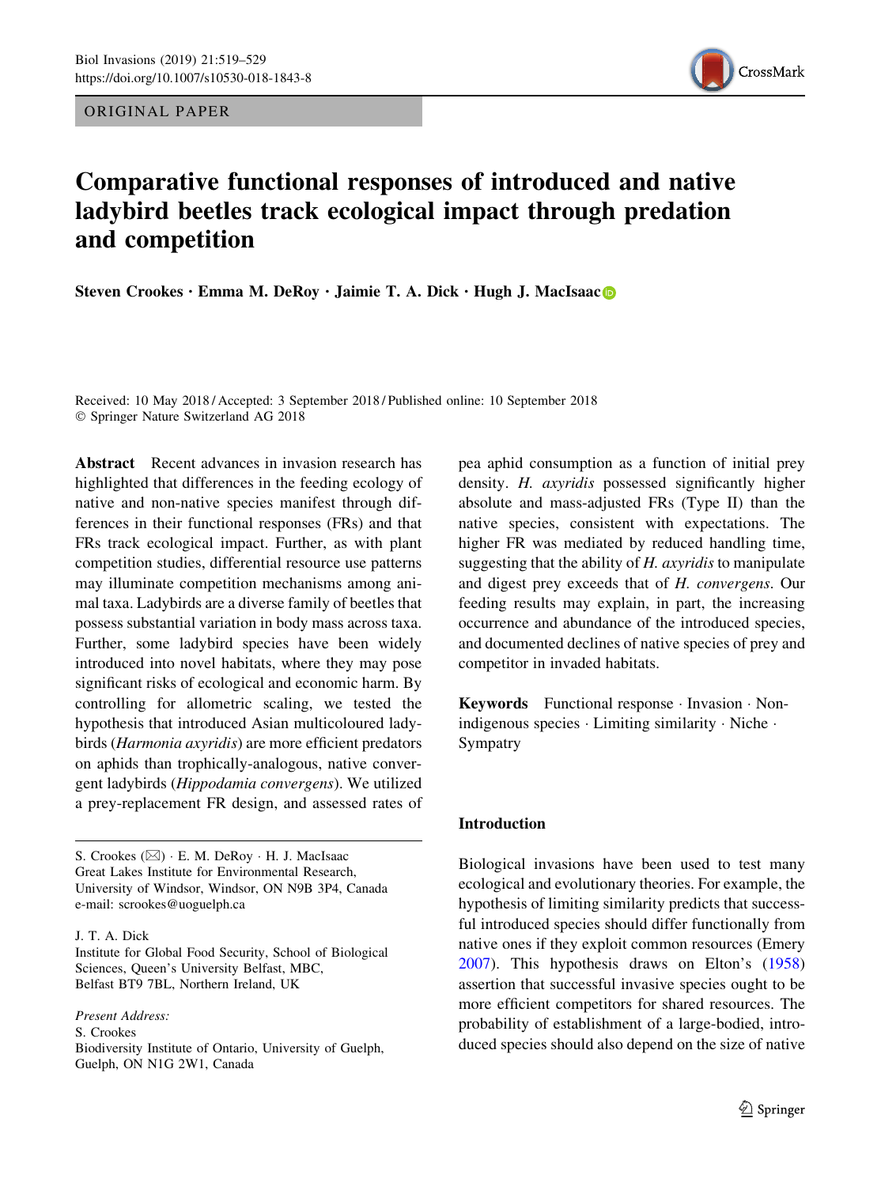ORIGINAL PAPER

# Comparative functional responses of introduced and native ladybird beetles track ecological impact through predation and competition

**Steven Crookes · Emma M. DeRoy · Jaimie T. A. Dick · Hugh J. MacIsaac**

Received: 10 May 2018 / Accepted: 3 September 2018 / Published online: 10 September 2018
© Springer Nature Switzerland AG 2018

**Abstract** Recent advances in invasion research has highlighted that differences in the feeding ecology of native and non-native species manifest through differences in their functional responses (FRs) and that FRs track ecological impact. Further, as with plant competition studies, differential resource use patterns may illuminate competition mechanisms among animal taxa. Ladybirds are a diverse family of beetles that possess substantial variation in body mass across taxa. Further, some ladybird species have been widely introduced into novel habitats, where they may pose significant risks of ecological and economic harm. By controlling for allometric scaling, we tested the hypothesis that introduced Asian multicoloured ladybirds (*Harmonia axyridis*) are more efficient predators on aphids than trophically-analogous, native convergent ladybirds (*Hippodamia convergens*). We utilized a prey-replacement FR design, and assessed rates of pea aphid consumption as a function of initial prey density. *H. axyridis* possessed significantly higher absolute and mass-adjusted FRs (Type II) than the native species, consistent with expectations. The higher FR was mediated by reduced handling time, suggesting that the ability of *H. axyridis* to manipulate and digest prey exceeds that of *H. convergens*. Our feeding results may explain, in part, the increasing occurrence and abundance of the introduced species, and documented declines of native species of prey and competitor in invaded habitats.

**Keywords** Functional response · Invasion · Non-indigenous species · Limiting similarity · Niche · Sympatry

S. Crookes (✉) · E. M. DeRoy · H. J. MacIsaac
Great Lakes Institute for Environmental Research, University of Windsor, Windsor, ON N9B 3P4, Canada
e-mail: scrookes@uoguelph.ca

J. T. A. Dick
Institute for Global Food Security, School of Biological Sciences, Queen's University Belfast, MBC, Belfast BT9 7BL, Northern Ireland, UK

*Present Address:*
S. Crookes
Biodiversity Institute of Ontario, University of Guelph, Guelph, ON N1G 2W1, Canada

## Introduction

Biological invasions have been used to test many ecological and evolutionary theories. For example, the hypothesis of limiting similarity predicts that successful introduced species should differ functionally from native ones if they exploit common resources (Emery 2007). This hypothesis draws on Elton's (1958) assertion that successful invasive species ought to be more efficient competitors for shared resources. The probability of establishment of a large-bodied, introduced species should also depend on the size of native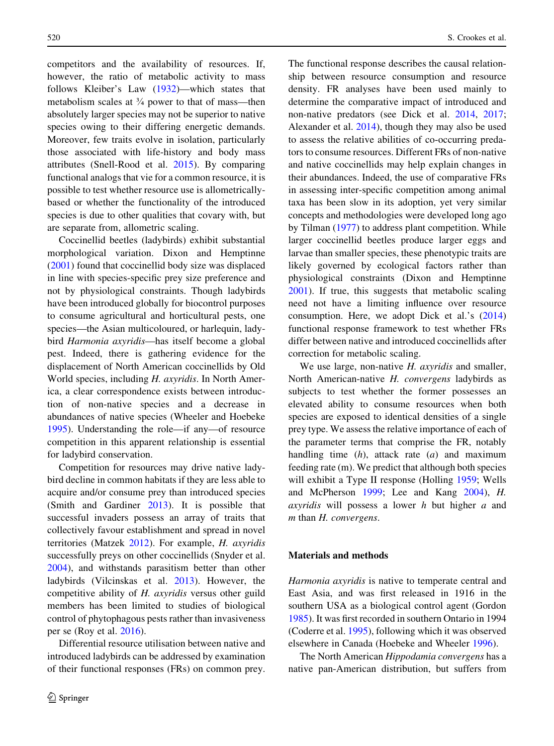competitors and the availability of resources. If, however, the ratio of metabolic activity to mass follows Kleiber's Law (1932)—which states that metabolism scales at ¾ power to that of mass—then absolutely larger species may not be superior to native species owing to their differing energetic demands. Moreover, few traits evolve in isolation, particularly those associated with life-history and body mass attributes (Snell-Rood et al. 2015). By comparing functional analogs that vie for a common resource, it is possible to test whether resource use is allometrically-based or whether the functionality of the introduced species is due to other qualities that covary with, but are separate from, allometric scaling.

Coccinellid beetles (ladybirds) exhibit substantial morphological variation. Dixon and Hemptinne (2001) found that coccinellid body size was displaced in line with species-specific prey size preference and not by physiological constraints. Though ladybirds have been introduced globally for biocontrol purposes to consume agricultural and horticultural pests, one species—the Asian multicoloured, or harlequin, ladybird *Harmonia axyridis*—has itself become a global pest. Indeed, there is gathering evidence for the displacement of North American coccinellids by Old World species, including *H. axyridis*. In North America, a clear correspondence exists between introduction of non-native species and a decrease in abundances of native species (Wheeler and Hoebeke 1995). Understanding the role—if any—of resource competition in this apparent relationship is essential for ladybird conservation.

Competition for resources may drive native ladybird decline in common habitats if they are less able to acquire and/or consume prey than introduced species (Smith and Gardiner 2013). It is possible that successful invaders possess an array of traits that collectively favour establishment and spread in novel territories (Matzek 2012). For example, *H. axyridis* successfully preys on other coccinellids (Snyder et al. 2004), and withstands parasitism better than other ladybirds (Vilcinskas et al. 2013). However, the competitive ability of *H. axyridis* versus other guild members has been limited to studies of biological control of phytophagous pests rather than invasiveness per se (Roy et al. 2016).

Differential resource utilisation between native and introduced ladybirds can be addressed by examination of their functional responses (FRs) on common prey. The functional response describes the causal relationship between resource consumption and resource density. FR analyses have been used mainly to determine the comparative impact of introduced and non-native predators (see Dick et al. 2014, 2017; Alexander et al. 2014), though they may also be used to assess the relative abilities of co-occurring predators to consume resources. Different FRs of non-native and native coccinellids may help explain changes in their abundances. Indeed, the use of comparative FRs in assessing inter-specific competition among animal taxa has been slow in its adoption, yet very similar concepts and methodologies were developed long ago by Tilman (1977) to address plant competition. While larger coccinellid beetles produce larger eggs and larvae than smaller species, these phenotypic traits are likely governed by ecological factors rather than physiological constraints (Dixon and Hemptinne 2001). If true, this suggests that metabolic scaling need not have a limiting influence over resource consumption. Here, we adopt Dick et al.'s (2014) functional response framework to test whether FRs differ between native and introduced coccinellids after correction for metabolic scaling.

We use large, non-native *H. axyridis* and smaller, North American-native *H. convergens* ladybirds as subjects to test whether the former possesses an elevated ability to consume resources when both species are exposed to identical densities of a single prey type. We assess the relative importance of each of the parameter terms that comprise the FR, notably handling time ($h$), attack rate ($a$) and maximum feeding rate (m). We predict that although both species will exhibit a Type II response (Holling 1959; Wells and McPherson 1999; Lee and Kang 2004), *H. axyridis* will possess a lower $h$ but higher $a$ and $m$ than *H. convergens*.

## Materials and methods

*Harmonia axyridis* is native to temperate central and East Asia, and was first released in 1916 in the southern USA as a biological control agent (Gordon 1985). It was first recorded in southern Ontario in 1994 (Coderre et al. 1995), following which it was observed elsewhere in Canada (Hoebeke and Wheeler 1996).

The North American *Hippodamia convergens* has a native pan-American distribution, but suffers from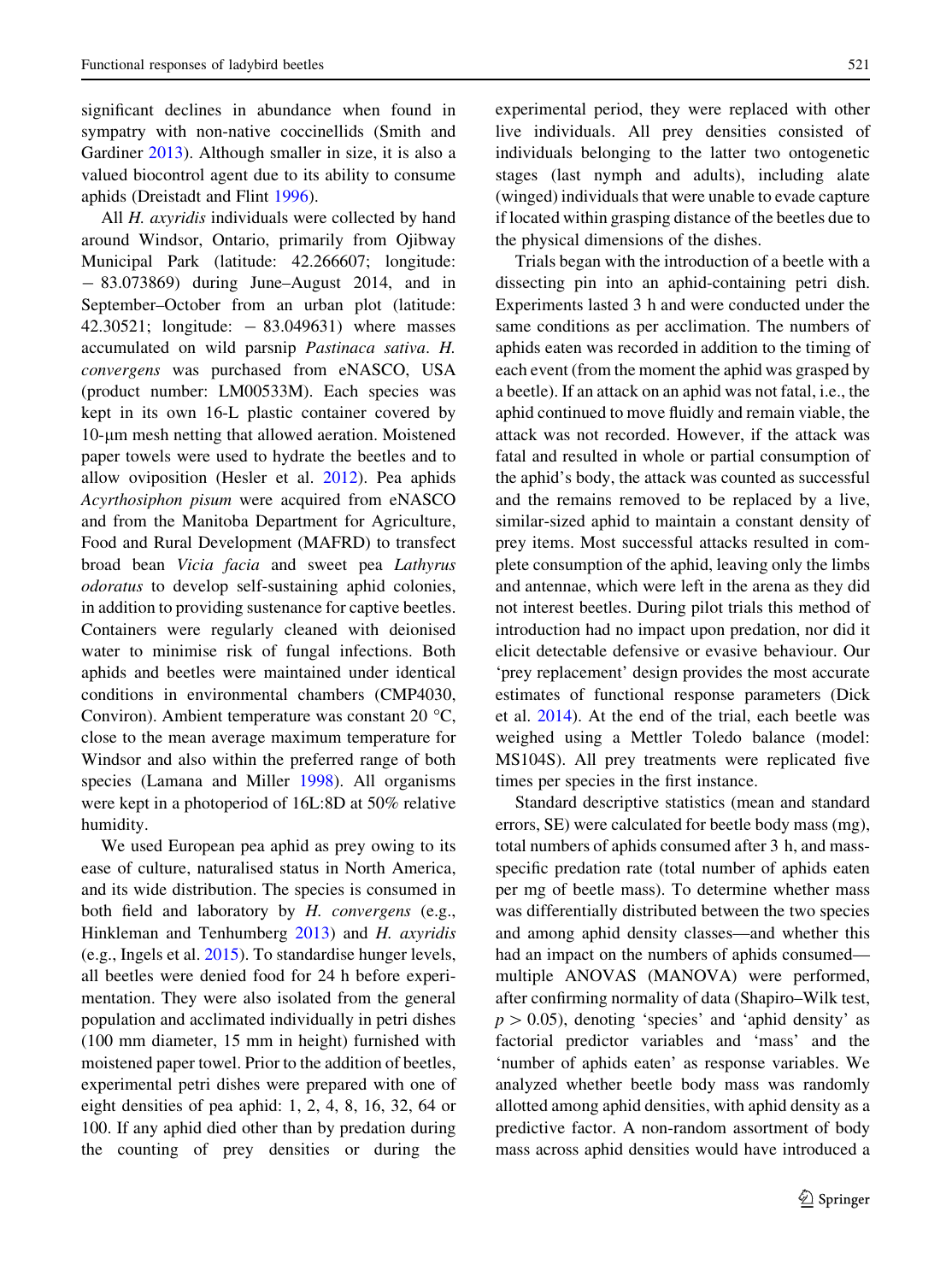significant declines in abundance when found in sympatry with non-native coccinellids (Smith and Gardiner 2013). Although smaller in size, it is also a valued biocontrol agent due to its ability to consume aphids (Dreistadt and Flint 1996).

All *H. axyridis* individuals were collected by hand around Windsor, Ontario, primarily from Ojibway Municipal Park (latitude: 42.266607; longitude: − 83.073869) during June–August 2014, and in September–October from an urban plot (latitude: 42.30521; longitude: − 83.049631) where masses accumulated on wild parsnip *Pastinaca sativa*. *H. convergens* was purchased from eNASCO, USA (product number: LM00533M). Each species was kept in its own 16-L plastic container covered by 10-µm mesh netting that allowed aeration. Moistened paper towels were used to hydrate the beetles and to allow oviposition (Hesler et al. 2012). Pea aphids *Acyrthosiphon pisum* were acquired from eNASCO and from the Manitoba Department for Agriculture, Food and Rural Development (MAFRD) to transfect broad bean *Vicia facia* and sweet pea *Lathyrus odoratus* to develop self-sustaining aphid colonies, in addition to providing sustenance for captive beetles. Containers were regularly cleaned with deionised water to minimise risk of fungal infections. Both aphids and beetles were maintained under identical conditions in environmental chambers (CMP4030, Conviron). Ambient temperature was constant 20 °C, close to the mean average maximum temperature for Windsor and also within the preferred range of both species (Lamana and Miller 1998). All organisms were kept in a photoperiod of 16L:8D at 50% relative humidity.

We used European pea aphid as prey owing to its ease of culture, naturalised status in North America, and its wide distribution. The species is consumed in both field and laboratory by *H. convergens* (e.g., Hinkleman and Tenhumberg 2013) and *H. axyridis* (e.g., Ingels et al. 2015). To standardise hunger levels, all beetles were denied food for 24 h before experimentation. They were also isolated from the general population and acclimated individually in petri dishes (100 mm diameter, 15 mm in height) furnished with moistened paper towel. Prior to the addition of beetles, experimental petri dishes were prepared with one of eight densities of pea aphid: 1, 2, 4, 8, 16, 32, 64 or 100. If any aphid died other than by predation during the counting of prey densities or during the experimental period, they were replaced with other live individuals. All prey densities consisted of individuals belonging to the latter two ontogenetic stages (last nymph and adults), including alate (winged) individuals that were unable to evade capture if located within grasping distance of the beetles due to the physical dimensions of the dishes.

Trials began with the introduction of a beetle with a dissecting pin into an aphid-containing petri dish. Experiments lasted 3 h and were conducted under the same conditions as per acclimation. The numbers of aphids eaten was recorded in addition to the timing of each event (from the moment the aphid was grasped by a beetle). If an attack on an aphid was not fatal, i.e., the aphid continued to move fluidly and remain viable, the attack was not recorded. However, if the attack was fatal and resulted in whole or partial consumption of the aphid's body, the attack was counted as successful and the remains removed to be replaced by a live, similar-sized aphid to maintain a constant density of prey items. Most successful attacks resulted in complete consumption of the aphid, leaving only the limbs and antennae, which were left in the arena as they did not interest beetles. During pilot trials this method of introduction had no impact upon predation, nor did it elicit detectable defensive or evasive behaviour. Our 'prey replacement' design provides the most accurate estimates of functional response parameters (Dick et al. 2014). At the end of the trial, each beetle was weighed using a Mettler Toledo balance (model: MS104S). All prey treatments were replicated five times per species in the first instance.

Standard descriptive statistics (mean and standard errors, SE) were calculated for beetle body mass (mg), total numbers of aphids consumed after 3 h, and mass-specific predation rate (total number of aphids eaten per mg of beetle mass). To determine whether mass was differentially distributed between the two species and among aphid density classes—and whether this had an impact on the numbers of aphids consumed—multiple ANOVAS (MANOVA) were performed, after confirming normality of data (Shapiro–Wilk test, $p > 0.05$), denoting 'species' and 'aphid density' as factorial predictor variables and 'mass' and the 'number of aphids eaten' as response variables. We analyzed whether beetle body mass was randomly allotted among aphid densities, with aphid density as a predictive factor. A non-random assortment of body mass across aphid densities would have introduced a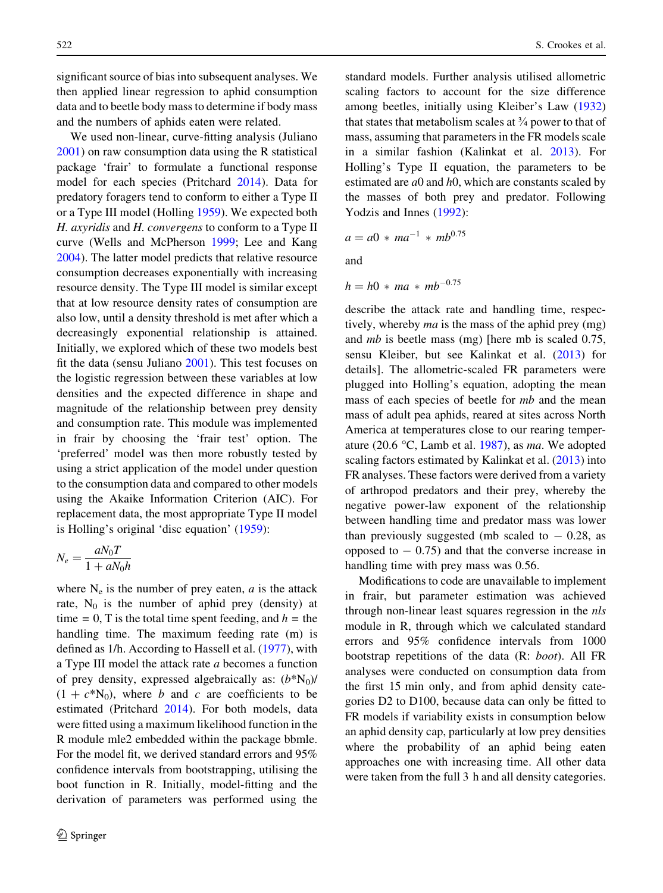significant source of bias into subsequent analyses. We then applied linear regression to aphid consumption data and to beetle body mass to determine if body mass and the numbers of aphids eaten were related.

We used non-linear, curve-fitting analysis (Juliano 2001) on raw consumption data using the R statistical package 'frair' to formulate a functional response model for each species (Pritchard 2014). Data for predatory foragers tend to conform to either a Type II or a Type III model (Holling 1959). We expected both *H. axyridis* and *H. convergens* to conform to a Type II curve (Wells and McPherson 1999; Lee and Kang 2004). The latter model predicts that relative resource consumption decreases exponentially with increasing resource density. The Type III model is similar except that at low resource density rates of consumption are also low, until a density threshold is met after which a decreasingly exponential relationship is attained. Initially, we explored which of these two models best fit the data (sensu Juliano 2001). This test focuses on the logistic regression between these variables at low densities and the expected difference in shape and magnitude of the relationship between prey density and consumption rate. This module was implemented in frair by choosing the 'frair test' option. The 'preferred' model was then more robustly tested by using a strict application of the model under question to the consumption data and compared to other models using the Akaike Information Criterion (AIC). For replacement data, the most appropriate Type II model is Holling's original 'disc equation' (1959):

$$N_e = \frac{aN_0T}{1 + aN_0h}$$

where $N_e$ is the number of prey eaten, $a$ is the attack rate, $N_0$ is the number of aphid prey (density) at time = 0, T is the total time spent feeding, and $h$ = the handling time. The maximum feeding rate (m) is defined as 1/h. According to Hassell et al. (1977), with a Type III model the attack rate $a$ becomes a function of prey density, expressed algebraically as: $(b^*N_0)/(1 + c^*N_0)$, where $b$ and $c$ are coefficients to be estimated (Pritchard 2014). For both models, data were fitted using a maximum likelihood function in the R module mle2 embedded within the package bbmle. For the model fit, we derived standard errors and 95% confidence intervals from bootstrapping, utilising the boot function in R. Initially, model-fitting and the derivation of parameters was performed using the standard models. Further analysis utilised allometric scaling factors to account for the size difference among beetles, initially using Kleiber's Law (1932) that states that metabolism scales at ¾ power to that of mass, assuming that parameters in the FR models scale in a similar fashion (Kalinkat et al. 2013). For Holling's Type II equation, the parameters to be estimated are $a0$ and $h0$, which are constants scaled by the masses of both prey and predator. Following Yodzis and Innes (1992):

$$a = a0 * ma^{-1} * mb^{0.75}$$

and

$$h = h0 * ma * mb^{-0.75}$$

describe the attack rate and handling time, respectively, whereby *ma* is the mass of the aphid prey (mg) and *mb* is beetle mass (mg) [here mb is scaled 0.75, sensu Kleiber, but see Kalinkat et al. (2013) for details]. The allometric-scaled FR parameters were plugged into Holling's equation, adopting the mean mass of each species of beetle for *mb* and the mean mass of adult pea aphids, reared at sites across North America at temperatures close to our rearing temperature (20.6 °C, Lamb et al. 1987), as *ma*. We adopted scaling factors estimated by Kalinkat et al. (2013) into FR analyses. These factors were derived from a variety of arthropod predators and their prey, whereby the negative power-law exponent of the relationship between handling time and predator mass was lower than previously suggested (mb scaled to − 0.28, as opposed to − 0.75) and that the converse increase in handling time with prey mass was 0.56.

Modifications to code are unavailable to implement in frair, but parameter estimation was achieved through non-linear least squares regression in the *nls* module in R, through which we calculated standard errors and 95% confidence intervals from 1000 bootstrap repetitions of the data (R: *boot*). All FR analyses were conducted on consumption data from the first 15 min only, and from aphid density categories D2 to D100, because data can only be fitted to FR models if variability exists in consumption below an aphid density cap, particularly at low prey densities where the probability of an aphid being eaten approaches one with increasing time. All other data were taken from the full 3 h and all density categories.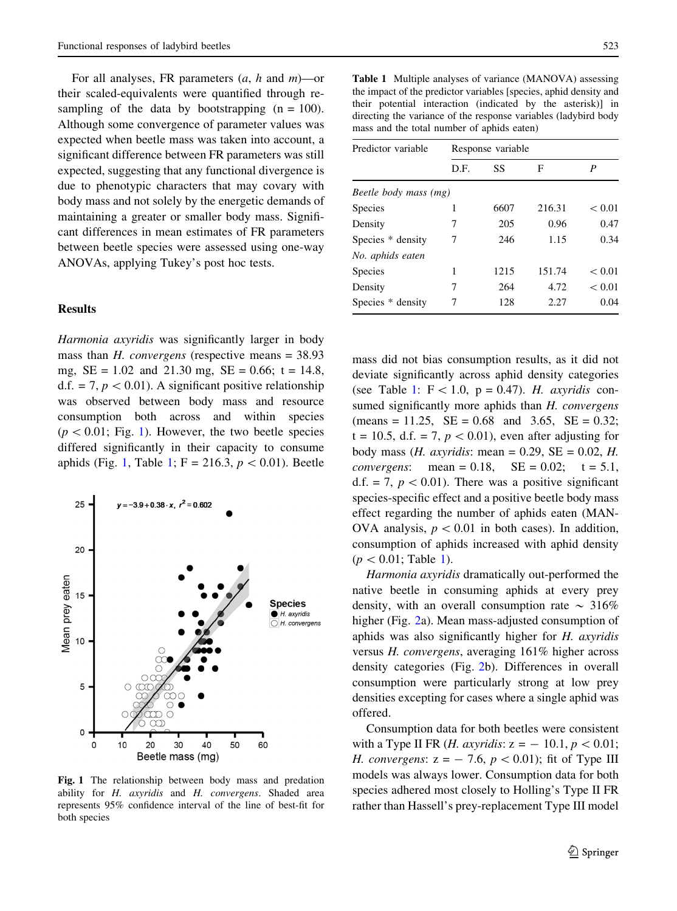For all analyses, FR parameters (*a*, *h* and *m*)—or their scaled-equivalents were quantified through re-sampling of the data by bootstrapping (n = 100). Although some convergence of parameter values was expected when beetle mass was taken into account, a significant difference between FR parameters was still expected, suggesting that any functional divergence is due to phenotypic characters that may covary with body mass and not solely by the energetic demands of maintaining a greater or smaller body mass. Significant differences in mean estimates of FR parameters between beetle species were assessed using one-way ANOVAs, applying Tukey's post hoc tests.

## Results

*Harmonia axyridis* was significantly larger in body mass than *H. convergens* (respective means = 38.93 mg, SE = 1.02 and 21.30 mg, SE = 0.66; t = 14.8, d.f. = 7, $p < 0.01$). A significant positive relationship was observed between body mass and resource consumption both across and within species ($p < 0.01$; Fig. 1). However, the two beetle species differed significantly in their capacity to consume aphids (Fig. 1, Table 1; F = 216.3, $p < 0.01$). Beetle mass did not bias consumption results, as it did not deviate significantly across aphid density categories (see Table 1: F < 1.0, p = 0.47). *H. axyridis* consumed significantly more aphids than *H. convergens* (means = 11.25, SE = 0.68 and 3.65, SE = 0.32; t = 10.5, d.f. = 7, $p < 0.01$), even after adjusting for body mass (*H. axyridis*: mean = 0.29, SE = 0.02, *H. convergens*: mean = 0.18, SE = 0.02; t = 5.1, d.f. = 7, $p < 0.01$). There was a positive significant species-specific effect and a positive beetle body mass effect regarding the number of aphids eaten (MANOVA analysis, $p < 0.01$ in both cases). In addition, consumption of aphids increased with aphid density ($p < 0.01$; Table 1).

**Fig. 1** The relationship between body mass and predation ability for *H. axyridis* and *H. convergens*. Shaded area represents 95% confidence interval of the line of best-fit for both species

**Table 1** Multiple analyses of variance (MANOVA) assessing the impact of the predictor variables [species, aphid density and their potential interaction (indicated by the asterisk)] in directing the variance of the response variables (ladybird body mass and the total number of aphids eaten)

| Predictor variable | Response variable | | | |
|---|---|---|---|---|
| | D.F. | SS | F | *P* |
| *Beetle body mass (mg)* | | | | |
| Species | 1 | 6607 | 216.31 | < 0.01 |
| Density | 7 | 205 | 0.96 | 0.47 |
| Species * density | 7 | 246 | 1.15 | 0.34 |
| *No. aphids eaten* | | | | |
| Species | 1 | 1215 | 151.74 | < 0.01 |
| Density | 7 | 264 | 4.72 | < 0.01 |
| Species * density | 7 | 128 | 2.27 | 0.04 |

*Harmonia axyridis* dramatically out-performed the native beetle in consuming aphids at every prey density, with an overall consumption rate ~ 316% higher (Fig. 2a). Mean mass-adjusted consumption of aphids was also significantly higher for *H. axyridis* versus *H. convergens*, averaging 161% higher across density categories (Fig. 2b). Differences in overall consumption were particularly strong at low prey densities excepting for cases where a single aphid was offered.

Consumption data for both beetles were consistent with a Type II FR (*H. axyridis*: z = − 10.1, $p < 0.01$; *H. convergens*: z = − 7.6, $p < 0.01$); fit of Type III models was always lower. Consumption data for both species adhered most closely to Holling's Type II FR rather than Hassell's prey-replacement Type III model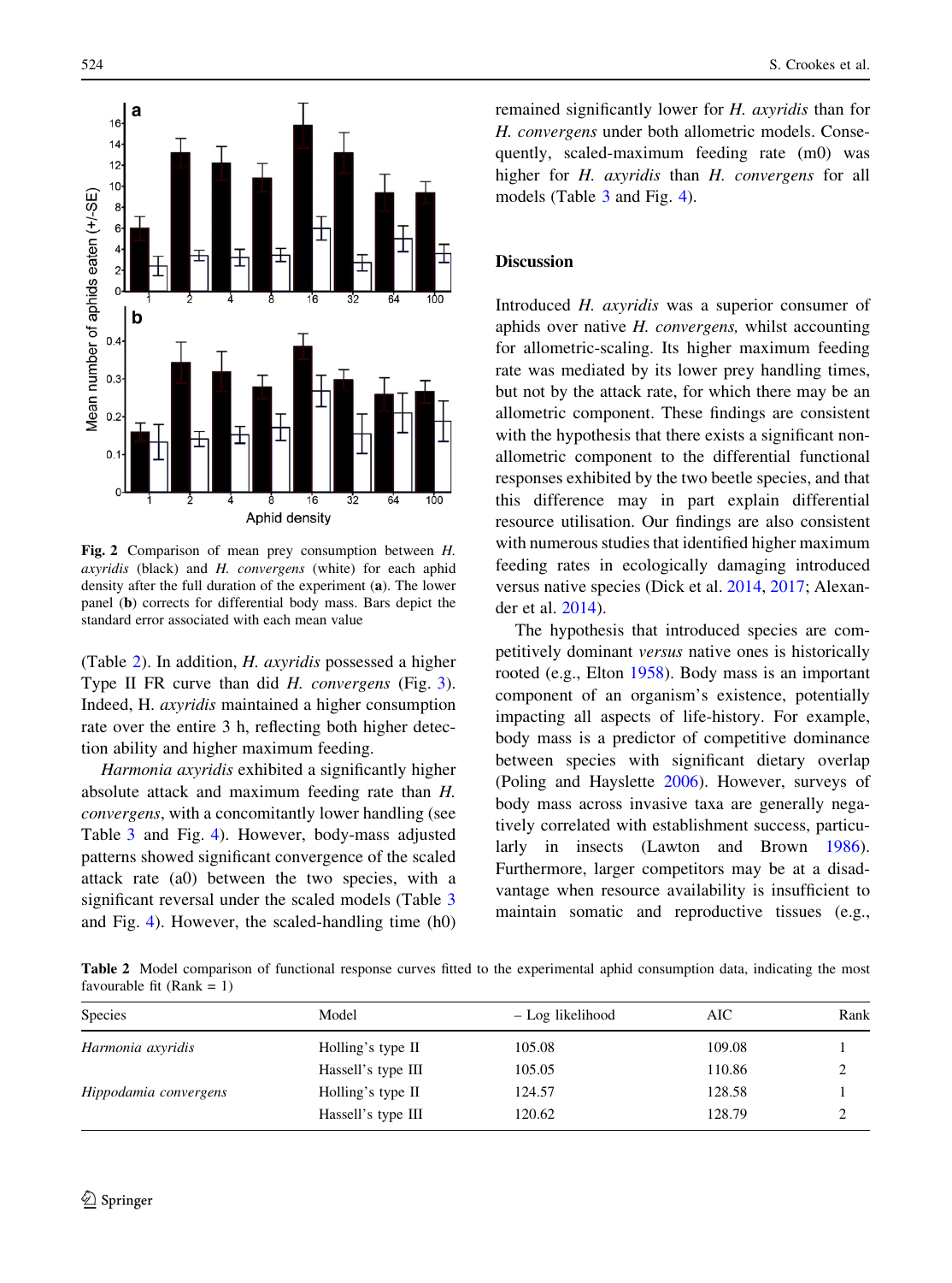Fig. 2 Comparison of mean prey consumption between *H. axyridis* (black) and *H. convergens* (white) for each aphid density after the full duration of the experiment (**a**). The lower panel (**b**) corrects for differential body mass. Bars depict the standard error associated with each mean value

(Table 2). In addition, *H. axyridis* possessed a higher Type II FR curve than did *H. convergens* (Fig. 3). Indeed, H. *axyridis* maintained a higher consumption rate over the entire 3 h, reflecting both higher detection ability and higher maximum feeding.

*Harmonia axyridis* exhibited a significantly higher absolute attack and maximum feeding rate than *H. convergens*, with a concomitantly lower handling (see Table 3 and Fig. 4). However, body-mass adjusted patterns showed significant convergence of the scaled attack rate (a0) between the two species, with a significant reversal under the scaled models (Table 3 and Fig. 4). However, the scaled-handling time (h0) remained significantly lower for *H. axyridis* than for *H. convergens* under both allometric models. Consequently, scaled-maximum feeding rate (m0) was higher for *H. axyridis* than *H. convergens* for all models (Table 3 and Fig. 4).

## Discussion

Introduced *H. axyridis* was a superior consumer of aphids over native *H. convergens,* whilst accounting for allometric-scaling. Its higher maximum feeding rate was mediated by its lower prey handling times, but not by the attack rate, for which there may be an allometric component. These findings are consistent with the hypothesis that there exists a significant non-allometric component to the differential functional responses exhibited by the two beetle species, and that this difference may in part explain differential resource utilisation. Our findings are also consistent with numerous studies that identified higher maximum feeding rates in ecologically damaging introduced versus native species (Dick et al. 2014, 2017; Alexander et al. 2014).

The hypothesis that introduced species are competitively dominant *versus* native ones is historically rooted (e.g., Elton 1958). Body mass is an important component of an organism's existence, potentially impacting all aspects of life-history. For example, body mass is a predictor of competitive dominance between species with significant dietary overlap (Poling and Hayslette 2006). However, surveys of body mass across invasive taxa are generally negatively correlated with establishment success, particularly in insects (Lawton and Brown 1986). Furthermore, larger competitors may be at a disadvantage when resource availability is insufficient to maintain somatic and reproductive tissues (e.g.,

**Table 2** Model comparison of functional response curves fitted to the experimental aphid consumption data, indicating the most favourable fit (Rank = 1)

| Species | Model | − Log likelihood | AIC | Rank |
|---|---|---|---|---|
| *Harmonia axyridis* | Holling's type II | 105.08 | 109.08 | 1 |
| | Hassell's type III | 105.05 | 110.86 | 2 |
| *Hippodamia convergens* | Holling's type II | 124.57 | 128.58 | 1 |
| | Hassell's type III | 120.62 | 128.79 | 2 |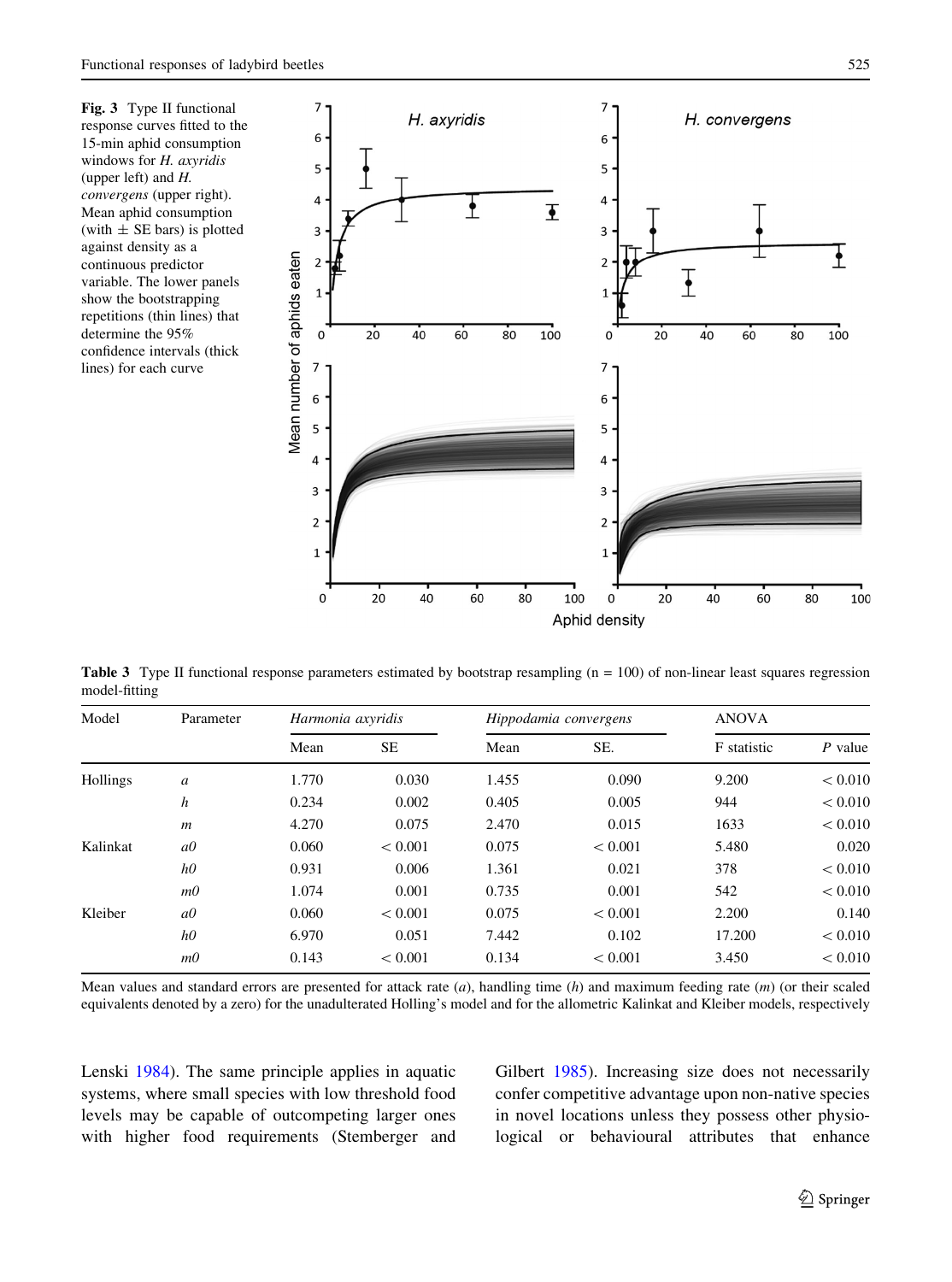**Fig. 3** Type II functional response curves fitted to the 15-min aphid consumption windows for *H. axyridis* (upper left) and *H. convergens* (upper right). Mean aphid consumption (with ± SE bars) is plotted against density as a continuous predictor variable. The lower panels show the bootstrapping repetitions (thin lines) that determine the 95% confidence intervals (thick lines) for each curve

**Table 3** Type II functional response parameters estimated by bootstrap resampling (n = 100) of non-linear least squares regression model-fitting

| Model | Parameter | *Harmonia axyridis* | | *Hippodamia convergens* | | ANOVA | |
|---|---|---|---|---|---|---|---|
| | | Mean | SE | Mean | SE. | F statistic | *P* value |
| Hollings | *a* | 1.770 | 0.030 | 1.455 | 0.090 | 9.200 | < 0.010 |
| | *h* | 0.234 | 0.002 | 0.405 | 0.005 | 944 | < 0.010 |
| | *m* | 4.270 | 0.075 | 2.470 | 0.015 | 1633 | < 0.010 |
| Kalinkat | *a0* | 0.060 | < 0.001 | 0.075 | < 0.001 | 5.480 | 0.020 |
| | *h0* | 0.931 | 0.006 | 1.361 | 0.021 | 378 | < 0.010 |
| | *m0* | 1.074 | 0.001 | 0.735 | 0.001 | 542 | < 0.010 |
| Kleiber | *a0* | 0.060 | < 0.001 | 0.075 | < 0.001 | 2.200 | 0.140 |
| | *h0* | 6.970 | 0.051 | 7.442 | 0.102 | 17.200 | < 0.010 |
| | *m0* | 0.143 | < 0.001 | 0.134 | < 0.001 | 3.450 | < 0.010 |

Mean values and standard errors are presented for attack rate (*a*), handling time (*h*) and maximum feeding rate (*m*) (or their scaled equivalents denoted by a zero) for the unadulterated Holling's model and for the allometric Kalinkat and Kleiber models, respectively

Lenski 1984). The same principle applies in aquatic systems, where small species with low threshold food levels may be capable of outcompeting larger ones with higher food requirements (Stemberger and Gilbert 1985). Increasing size does not necessarily confer competitive advantage upon non-native species in novel locations unless they possess other physiological or behavioural attributes that enhance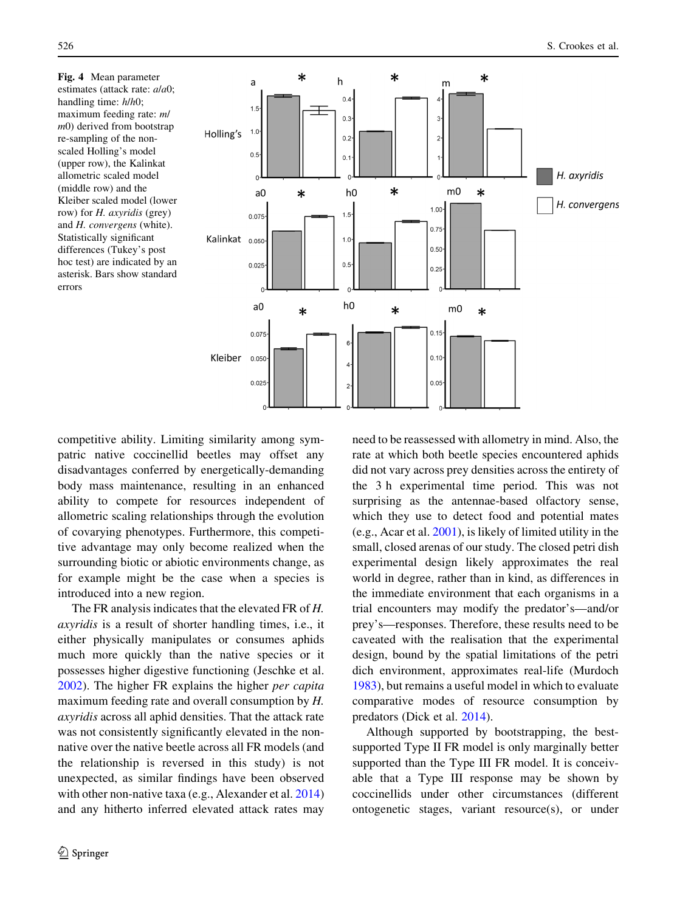**Fig. 4** Mean parameter estimates (attack rate: *a*/*a*0; handling time: *h*/*h*0; maximum feeding rate: *m*/*m*0) derived from bootstrap re-sampling of the non-scaled Holling's model (upper row), the Kalinkat allometric scaled model (middle row) and the Kleiber scaled model (lower row) for *H. axyridis* (grey) and *H. convergens* (white). Statistically significant differences (Tukey's post hoc test) are indicated by an asterisk. Bars show standard errors

competitive ability. Limiting similarity among sympatric native coccinellid beetles may offset any disadvantages conferred by energetically-demanding body mass maintenance, resulting in an enhanced ability to compete for resources independent of allometric scaling relationships through the evolution of covarying phenotypes. Furthermore, this competitive advantage may only become realized when the surrounding biotic or abiotic environments change, as for example might be the case when a species is introduced into a new region.

The FR analysis indicates that the elevated FR of *H. axyridis* is a result of shorter handling times, i.e., it either physically manipulates or consumes aphids much more quickly than the native species or it possesses higher digestive functioning (Jeschke et al. 2002). The higher FR explains the higher *per capita* maximum feeding rate and overall consumption by *H. axyridis* across all aphid densities. That the attack rate was not consistently significantly elevated in the non-native over the native beetle across all FR models (and the relationship is reversed in this study) is not unexpected, as similar findings have been observed with other non-native taxa (e.g., Alexander et al. 2014) and any hitherto inferred elevated attack rates may need to be reassessed with allometry in mind. Also, the rate at which both beetle species encountered aphids did not vary across prey densities across the entirety of the 3 h experimental time period. This was not surprising as the antennae-based olfactory sense, which they use to detect food and potential mates (e.g., Acar et al. 2001), is likely of limited utility in the small, closed arenas of our study. The closed petri dish experimental design likely approximates the real world in degree, rather than in kind, as differences in the immediate environment that each organisms in a trial encounters may modify the predator's—and/or prey's—responses. Therefore, these results need to be caveated with the realisation that the experimental design, bound by the spatial limitations of the petri dich environment, approximates real-life (Murdoch 1983), but remains a useful model in which to evaluate comparative modes of resource consumption by predators (Dick et al. 2014).

Although supported by bootstrapping, the best-supported Type II FR model is only marginally better supported than the Type III FR model. It is conceivable that a Type III response may be shown by coccinellids under other circumstances (different ontogenetic stages, variant resource(s), or under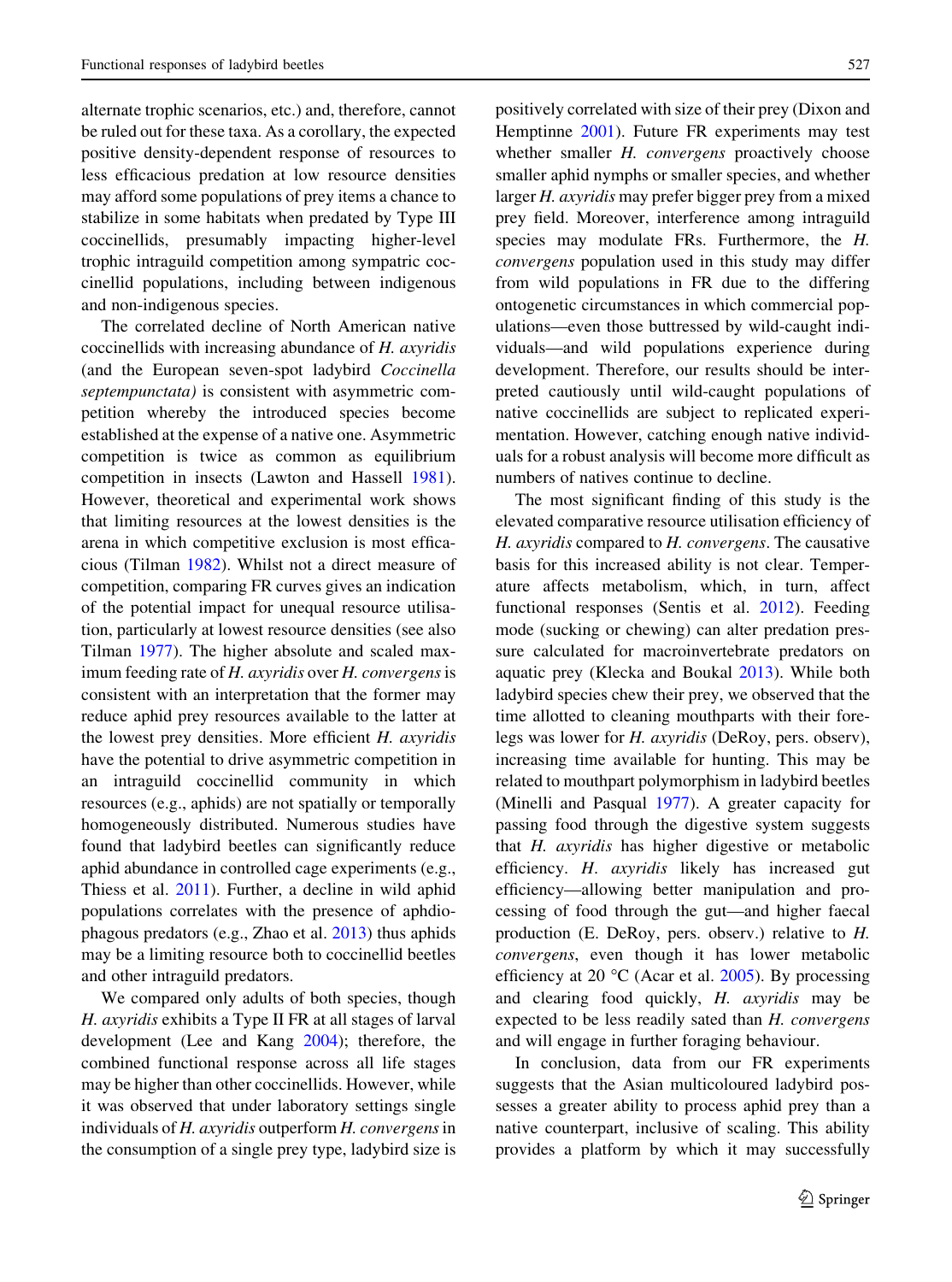alternate trophic scenarios, etc.) and, therefore, cannot be ruled out for these taxa. As a corollary, the expected positive density-dependent response of resources to less efficacious predation at low resource densities may afford some populations of prey items a chance to stabilize in some habitats when predated by Type III coccinellids, presumably impacting higher-level trophic intraguild competition among sympatric coccinellid populations, including between indigenous and non-indigenous species.

The correlated decline of North American native coccinellids with increasing abundance of *H. axyridis* (and the European seven-spot ladybird *Coccinella septempunctata)* is consistent with asymmetric competition whereby the introduced species become established at the expense of a native one. Asymmetric competition is twice as common as equilibrium competition in insects (Lawton and Hassell 1981). However, theoretical and experimental work shows that limiting resources at the lowest densities is the arena in which competitive exclusion is most efficacious (Tilman 1982). Whilst not a direct measure of competition, comparing FR curves gives an indication of the potential impact for unequal resource utilisation, particularly at lowest resource densities (see also Tilman 1977). The higher absolute and scaled maximum feeding rate of *H. axyridis* over *H. convergens* is consistent with an interpretation that the former may reduce aphid prey resources available to the latter at the lowest prey densities. More efficient *H. axyridis* have the potential to drive asymmetric competition in an intraguild coccinellid community in which resources (e.g., aphids) are not spatially or temporally homogeneously distributed. Numerous studies have found that ladybird beetles can significantly reduce aphid abundance in controlled cage experiments (e.g., Thiess et al. 2011). Further, a decline in wild aphid populations correlates with the presence of aphdiophagous predators (e.g., Zhao et al. 2013) thus aphids may be a limiting resource both to coccinellid beetles and other intraguild predators.

We compared only adults of both species, though *H. axyridis* exhibits a Type II FR at all stages of larval development (Lee and Kang 2004); therefore, the combined functional response across all life stages may be higher than other coccinellids. However, while it was observed that under laboratory settings single individuals of *H. axyridis* outperform *H. convergens* in the consumption of a single prey type, ladybird size is positively correlated with size of their prey (Dixon and Hemptinne 2001). Future FR experiments may test whether smaller *H. convergens* proactively choose smaller aphid nymphs or smaller species, and whether larger *H. axyridis* may prefer bigger prey from a mixed prey field. Moreover, interference among intraguild species may modulate FRs. Furthermore, the *H. convergens* population used in this study may differ from wild populations in FR due to the differing ontogenetic circumstances in which commercial populations—even those buttressed by wild-caught individuals—and wild populations experience during development. Therefore, our results should be interpreted cautiously until wild-caught populations of native coccinellids are subject to replicated experimentation. However, catching enough native individuals for a robust analysis will become more difficult as numbers of natives continue to decline.

The most significant finding of this study is the elevated comparative resource utilisation efficiency of *H. axyridis* compared to *H. convergens*. The causative basis for this increased ability is not clear. Temperature affects metabolism, which, in turn, affect functional responses (Sentis et al. 2012). Feeding mode (sucking or chewing) can alter predation pressure calculated for macroinvertebrate predators on aquatic prey (Klecka and Boukal 2013). While both ladybird species chew their prey, we observed that the time allotted to cleaning mouthparts with their forelegs was lower for *H. axyridis* (DeRoy, pers. observ), increasing time available for hunting. This may be related to mouthpart polymorphism in ladybird beetles (Minelli and Pasqual 1977). A greater capacity for passing food through the digestive system suggests that *H. axyridis* has higher digestive or metabolic efficiency. *H. axyridis* likely has increased gut efficiency—allowing better manipulation and processing of food through the gut—and higher faecal production (E. DeRoy, pers. observ.) relative to *H. convergens*, even though it has lower metabolic efficiency at 20 °C (Acar et al. 2005). By processing and clearing food quickly, *H. axyridis* may be expected to be less readily sated than *H. convergens* and will engage in further foraging behaviour.

In conclusion, data from our FR experiments suggests that the Asian multicoloured ladybird possesses a greater ability to process aphid prey than a native counterpart, inclusive of scaling. This ability provides a platform by which it may successfully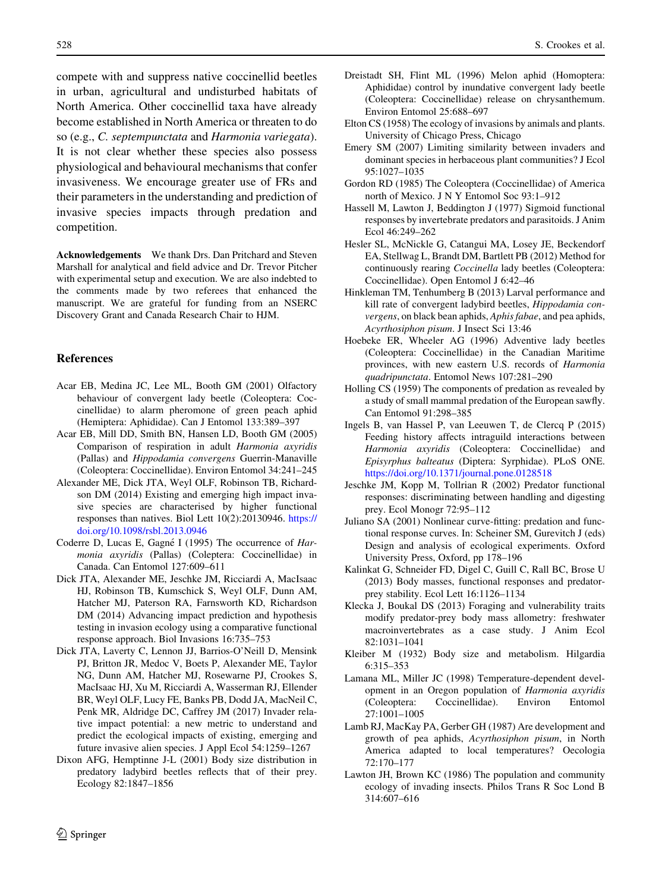compete with and suppress native coccinellid beetles in urban, agricultural and undisturbed habitats of North America. Other coccinellid taxa have already become established in North America or threaten to do so (e.g., *C. septempunctata* and *Harmonia variegata*). It is not clear whether these species also possess physiological and behavioural mechanisms that confer invasiveness. We encourage greater use of FRs and their parameters in the understanding and prediction of invasive species impacts through predation and competition.

**Acknowledgements** We thank Drs. Dan Pritchard and Steven Marshall for analytical and field advice and Dr. Trevor Pitcher with experimental setup and execution. We are also indebted to the comments made by two referees that enhanced the manuscript. We are grateful for funding from an NSERC Discovery Grant and Canada Research Chair to HJM.

## References

Acar EB, Medina JC, Lee ML, Booth GM (2001) Olfactory behaviour of convergent lady beetle (Coleoptera: Coccinellidae) to alarm pheromone of green peach aphid (Hemiptera: Aphididae). Can J Entomol 133:389–397

Acar EB, Mill DD, Smith BN, Hansen LD, Booth GM (2005) Comparison of respiration in adult *Harmonia axyridis* (Pallas) and *Hippodamia convergens* Guerrin-Manaville (Coleoptera: Coccinellidae). Environ Entomol 34:241–245

Alexander ME, Dick JTA, Weyl OLF, Robinson TB, Richardson DM (2014) Existing and emerging high impact invasive species are characterised by higher functional responses than natives. Biol Lett 10(2):20130946. https://doi.org/10.1098/rsbl.2013.0946

Coderre D, Lucas E, Gagné I (1995) The occurrence of *Harmonia axyridis* (Pallas) (Coleptera: Coccinellidae) in Canada. Can Entomol 127:609–611

Dick JTA, Alexander ME, Jeschke JM, Ricciardi A, MacIsaac HJ, Robinson TB, Kumschick S, Weyl OLF, Dunn AM, Hatcher MJ, Paterson RA, Farnsworth KD, Richardson DM (2014) Advancing impact prediction and hypothesis testing in invasion ecology using a comparative functional response approach. Biol Invasions 16:735–753

Dick JTA, Laverty C, Lennon JJ, Barrios-O'Neill D, Mensink PJ, Britton JR, Medoc V, Boets P, Alexander ME, Taylor NG, Dunn AM, Hatcher MJ, Rosewarne PJ, Crookes S, MacIsaac HJ, Xu M, Ricciardi A, Wasserman RJ, Ellender BR, Weyl OLF, Lucy FE, Banks PB, Dodd JA, MacNeil C, Penk MR, Aldridge DC, Caffrey JM (2017) Invader relative impact potential: a new metric to understand and predict the ecological impacts of existing, emerging and future invasive alien species. J Appl Ecol 54:1259–1267

Dixon AFG, Hemptinne J-L (2001) Body size distribution in predatory ladybird beetles reflects that of their prey. Ecology 82:1847–1856

Dreistadt SH, Flint ML (1996) Melon aphid (Homoptera: Aphididae) control by inundative convergent lady beetle (Coleoptera: Coccinellidae) release on chrysanthemum. Environ Entomol 25:688–697

Elton CS (1958) The ecology of invasions by animals and plants. University of Chicago Press, Chicago

Emery SM (2007) Limiting similarity between invaders and dominant species in herbaceous plant communities? J Ecol 95:1027–1035

Gordon RD (1985) The Coleoptera (Coccinellidae) of America north of Mexico. J N Y Entomol Soc 93:1–912

Hassell M, Lawton J, Beddington J (1977) Sigmoid functional responses by invertebrate predators and parasitoids. J Anim Ecol 46:249–262

Hesler SL, McNickle G, Catangui MA, Losey JE, Beckendorf EA, Stellwag L, Brandt DM, Bartlett PB (2012) Method for continuously rearing *Coccinella* lady beetles (Coleoptera: Coccinellidae). Open Entomol J 6:42–46

Hinkleman TM, Tenhumberg B (2013) Larval performance and kill rate of convergent ladybird beetles, *Hippodamia convergens*, on black bean aphids, *Aphis fabae*, and pea aphids, *Acyrthosiphon pisum*. J Insect Sci 13:46

Hoebeke ER, Wheeler AG (1996) Adventive lady beetles (Coleoptera: Coccinellidae) in the Canadian Maritime provinces, with new eastern U.S. records of *Harmonia quadripunctata*. Entomol News 107:281–290

Holling CS (1959) The components of predation as revealed by a study of small mammal predation of the European sawfly. Can Entomol 91:298–385

Ingels B, van Hassel P, van Leeuwen T, de Clercq P (2015) Feeding history affects intraguild interactions between *Harmonia axyridis* (Coleoptera: Coccinellidae) and *Episyrphus balteatus* (Diptera: Syrphidae). PLoS ONE. https://doi.org/10.1371/journal.pone.0128518

Jeschke JM, Kopp M, Tollrian R (2002) Predator functional responses: discriminating between handling and digesting prey. Ecol Monogr 72:95–112

Juliano SA (2001) Nonlinear curve-fitting: predation and functional response curves. In: Scheiner SM, Gurevitch J (eds) Design and analysis of ecological experiments. Oxford University Press, Oxford, pp 178–196

Kalinkat G, Schneider FD, Digel C, Guill C, Rall BC, Brose U (2013) Body masses, functional responses and predator-prey stability. Ecol Lett 16:1126–1134

Klecka J, Boukal DS (2013) Foraging and vulnerability traits modify predator-prey body mass allometry: freshwater macroinvertebrates as a case study. J Anim Ecol 82:1031–1041

Kleiber M (1932) Body size and metabolism. Hilgardia 6:315–353

Lamana ML, Miller JC (1998) Temperature-dependent development in an Oregon population of *Harmonia axyridis* (Coleoptera: Coccinellidae). Environ Entomol 27:1001–1005

Lamb RJ, MacKay PA, Gerber GH (1987) Are development and growth of pea aphids, *Acyrthosiphon pisum*, in North America adapted to local temperatures? Oecologia 72:170–177

Lawton JH, Brown KC (1986) The population and community ecology of invading insects. Philos Trans R Soc Lond B 314:607–616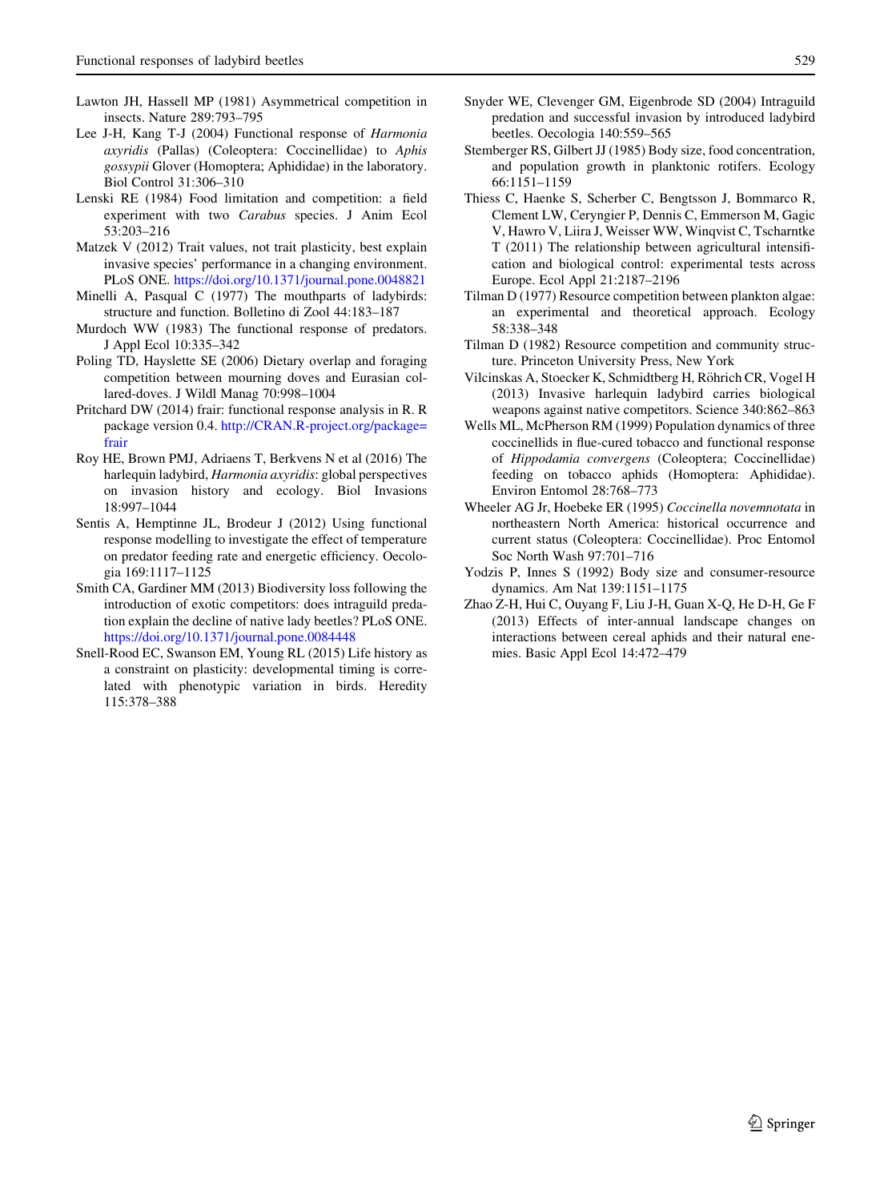Lawton JH, Hassell MP (1981) Asymmetrical competition in insects. Nature 289:793–795

Lee J-H, Kang T-J (2004) Functional response of *Harmonia axyridis* (Pallas) (Coleoptera: Coccinellidae) to *Aphis gossypii* Glover (Homoptera; Aphididae) in the laboratory. Biol Control 31:306–310

Lenski RE (1984) Food limitation and competition: a field experiment with two *Carabus* species. J Anim Ecol 53:203–216

Matzek V (2012) Trait values, not trait plasticity, best explain invasive species' performance in a changing environment. PLoS ONE. https://doi.org/10.1371/journal.pone.0048821

Minelli A, Pasqual C (1977) The mouthparts of ladybirds: structure and function. Bolletino di Zool 44:183–187

Murdoch WW (1983) The functional response of predators. J Appl Ecol 10:335–342

Poling TD, Hayslette SE (2006) Dietary overlap and foraging competition between mourning doves and Eurasian collared-doves. J Wildl Manag 70:998–1004

Pritchard DW (2014) frair: functional response analysis in R. R package version 0.4. http://CRAN.R-project.org/package=frair

Roy HE, Brown PMJ, Adriaens T, Berkvens N et al (2016) The harlequin ladybird, *Harmonia axyridis*: global perspectives on invasion history and ecology. Biol Invasions 18:997–1044

Sentis A, Hemptinne JL, Brodeur J (2012) Using functional response modelling to investigate the effect of temperature on predator feeding rate and energetic efficiency. Oecologia 169:1117–1125

Smith CA, Gardiner MM (2013) Biodiversity loss following the introduction of exotic competitors: does intraguild predation explain the decline of native lady beetles? PLoS ONE. https://doi.org/10.1371/journal.pone.0084448

Snell-Rood EC, Swanson EM, Young RL (2015) Life history as a constraint on plasticity: developmental timing is correlated with phenotypic variation in birds. Heredity 115:378–388

Snyder WE, Clevenger GM, Eigenbrode SD (2004) Intraguild predation and successful invasion by introduced ladybird beetles. Oecologia 140:559–565

Stemberger RS, Gilbert JJ (1985) Body size, food concentration, and population growth in planktonic rotifers. Ecology 66:1151–1159

Thiess C, Haenke S, Scherber C, Bengtsson J, Bommarco R, Clement LW, Ceryngier P, Dennis C, Emmerson M, Gagic V, Hawro V, Liira J, Weisser WW, Winqvist C, Tscharntke T (2011) The relationship between agricultural intensification and biological control: experimental tests across Europe. Ecol Appl 21:2187–2196

Tilman D (1977) Resource competition between plankton algae: an experimental and theoretical approach. Ecology 58:338–348

Tilman D (1982) Resource competition and community structure. Princeton University Press, New York

Vilcinskas A, Stoecker K, Schmidtberg H, Röhrich CR, Vogel H (2013) Invasive harlequin ladybird carries biological weapons against native competitors. Science 340:862–863

Wells ML, McPherson RM (1999) Population dynamics of three coccinellids in flue-cured tobacco and functional response of *Hippodamia convergens* (Coleoptera; Coccinellidae) feeding on tobacco aphids (Homoptera: Aphididae). Environ Entomol 28:768–773

Wheeler AG Jr, Hoebeke ER (1995) *Coccinella novemnotata* in northeastern North America: historical occurrence and current status (Coleoptera: Coccinellidae). Proc Entomol Soc North Wash 97:701–716

Yodzis P, Innes S (1992) Body size and consumer-resource dynamics. Am Nat 139:1151–1175

Zhao Z-H, Hui C, Ouyang F, Liu J-H, Guan X-Q, He D-H, Ge F (2013) Effects of inter-annual landscape changes on interactions between cereal aphids and their natural enemies. Basic Appl Ecol 14:472–479